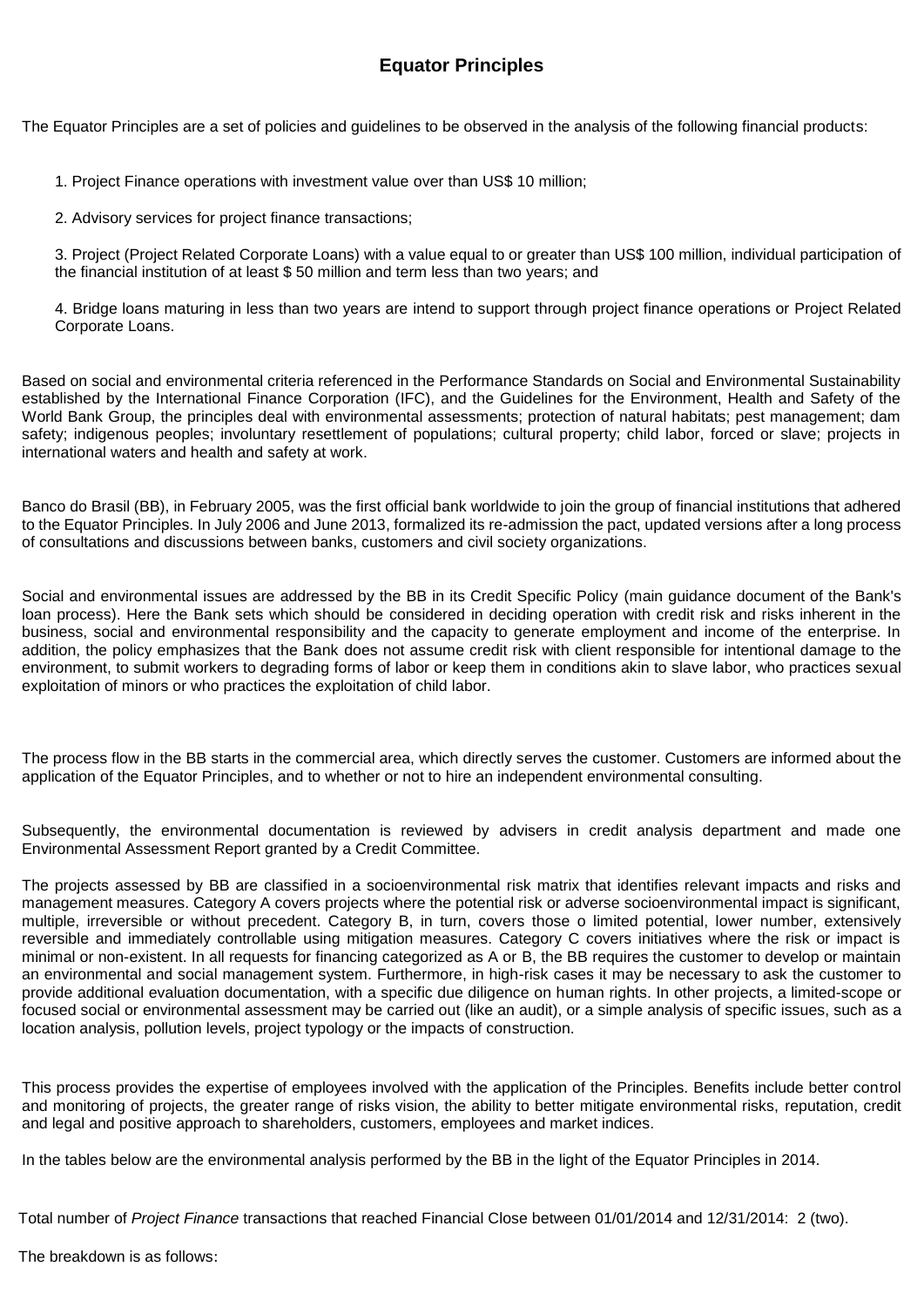# Equator Principles

The Equator Principles are a set of policies and guidelines to be observed in the analysis of the following financial products:

1. Project Finance operations with investment value over than US$ 10 million;

2. Advisory services for project finance transactions;

3. Project (Project Related Corporate Loans) with a value equal to or greater than US$ 100 million, individual participation of the financial institution of at least $ 50 million and term less than two years; and

4. Bridge loans maturing in less than two years are intend to support through project finance operations or Project Related Corporate Loans.

Based on social and environmental criteria referenced in the Performance Standards on Social and Environmental Sustainability established by the International Finance Corporation (IFC), and the Guidelines for the Environment, Health and Safety of the World Bank Group, the principles deal with environmental assessments; protection of natural habitats; pest management; dam safety; indigenous peoples; involuntary resettlement of populations; cultural property; child labor, forced or slave; projects in international waters and health and safety at work.

Banco do Brasil (BB), in February 2005, was the first official bank worldwide to join the group of financial institutions that adhered to the Equator Principles. In July 2006 and June 2013, formalized its re-admission the pact, updated versions after a long process of consultations and discussions between banks, customers and civil society organizations.

Social and environmental issues are addressed by the BB in its Credit Specific Policy (main guidance document of the Bank's loan process). Here the Bank sets which should be considered in deciding operation with credit risk and risks inherent in the business, social and environmental responsibility and the capacity to generate employment and income of the enterprise. In addition, the policy emphasizes that the Bank does not assume credit risk with client responsible for intentional damage to the environment, to submit workers to degrading forms of labor or keep them in conditions akin to slave labor, who practices sexual exploitation of minors or who practices the exploitation of child labor.

The process flow in the BB starts in the commercial area, which directly serves the customer. Customers are informed about the application of the Equator Principles, and to whether or not to hire an independent environmental consulting.

Subsequently, the environmental documentation is reviewed by advisers in credit analysis department and made one Environmental Assessment Report granted by a Credit Committee.

The projects assessed by BB are classified in a socioenvironmental risk matrix that identifies relevant impacts and risks and management measures. Category A covers projects where the potential risk or adverse socioenvironmental impact is significant, multiple, irreversible or without precedent. Category B, in turn, covers those o limited potential, lower number, extensively reversible and immediately controllable using mitigation measures. Category C covers initiatives where the risk or impact is minimal or non-existent. In all requests for financing categorized as A or B, the BB requires the customer to develop or maintain an environmental and social management system. Furthermore, in high-risk cases it may be necessary to ask the customer to provide additional evaluation documentation, with a specific due diligence on human rights. In other projects, a limited-scope or focused social or environmental assessment may be carried out (like an audit), or a simple analysis of specific issues, such as a location analysis, pollution levels, project typology or the impacts of construction.

This process provides the expertise of employees involved with the application of the Principles. Benefits include better control and monitoring of projects, the greater range of risks vision, the ability to better mitigate environmental risks, reputation, credit and legal and positive approach to shareholders, customers, employees and market indices.

In the tables below are the environmental analysis performed by the BB in the light of the Equator Principles in 2014.

Total number of *Project Finance* transactions that reached Financial Close between 01/01/2014 and 12/31/2014: 2 (two).

The breakdown is as follows: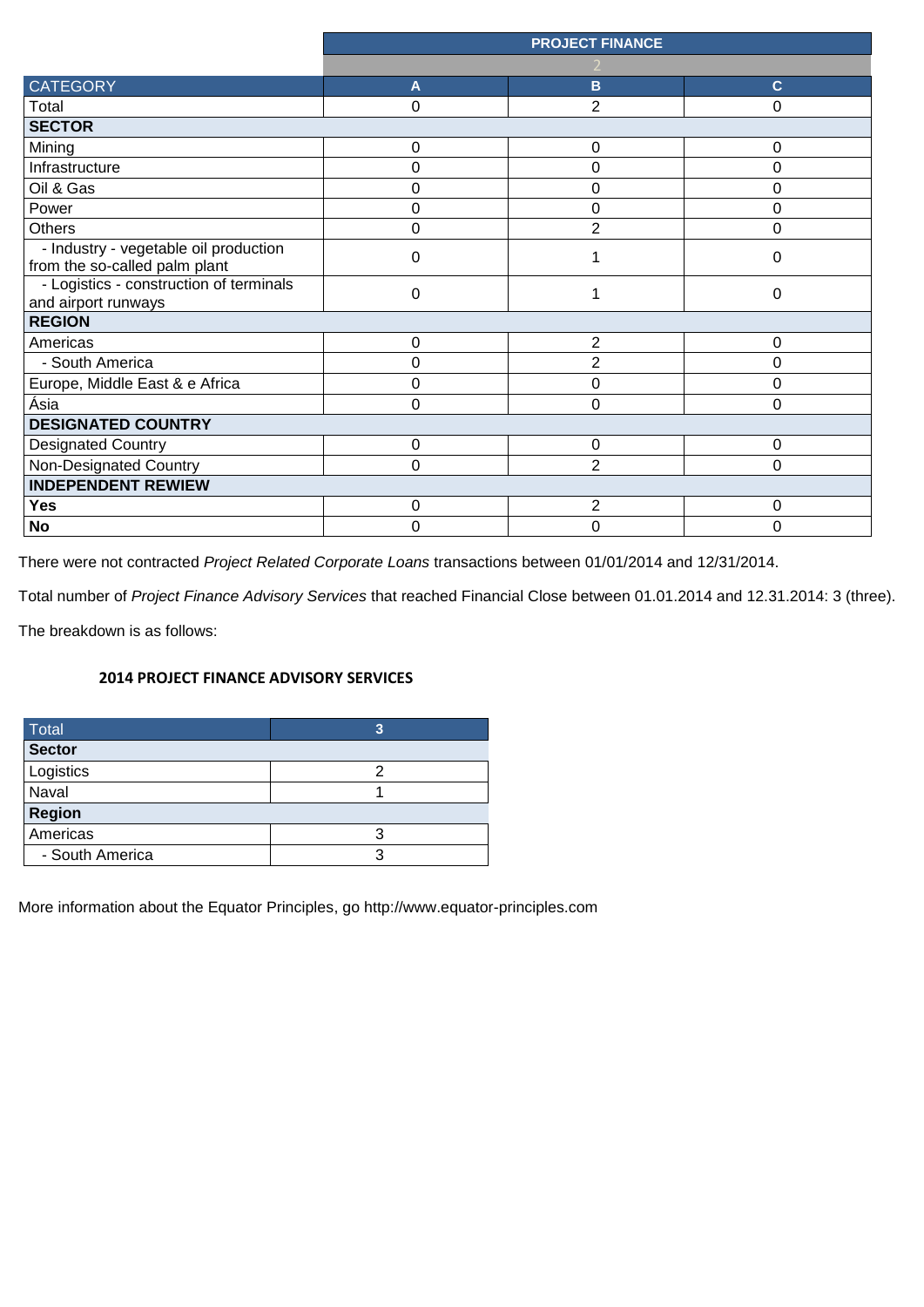| | PROJECT FINANCE | | |
|---|---|---|---|
| | 2 | | |
| CATEGORY | A | B | C |
| Total | 0 | 2 | 0 |
| **SECTOR** | | | |
| Mining | 0 | 0 | 0 |
| Infrastructure | 0 | 0 | 0 |
| Oil & Gas | 0 | 0 | 0 |
| Power | 0 | 0 | 0 |
| Others | 0 | 2 | 0 |
| - Industry - vegetable oil production from the so-called palm plant | 0 | 1 | 0 |
| - Logistics - construction of terminals and airport runways | 0 | 1 | 0 |
| **REGION** | | | |
| Americas | 0 | 2 | 0 |
| - South America | 0 | 2 | 0 |
| Europe, Middle East & e Africa | 0 | 0 | 0 |
| Ásia | 0 | 0 | 0 |
| **DESIGNATED COUNTRY** | | | |
| Designated Country | 0 | 0 | 0 |
| Non-Designated Country | 0 | 2 | 0 |
| **INDEPENDENT REWIEW** | | | |
| **Yes** | 0 | 2 | 0 |
| **No** | 0 | 0 | 0 |

There were not contracted *Project Related Corporate Loans* transactions between 01/01/2014 and 12/31/2014.

Total number of *Project Finance Advisory Services* that reached Financial Close between 01.01.2014 and 12.31.2014: 3 (three).

The breakdown is as follows:

**2014 PROJECT FINANCE ADVISORY SERVICES**

| Total | 3 |
|---|---|
| **Sector** | |
| Logistics | 2 |
| Naval | 1 |
| **Region** | |
| Americas | 3 |
| - South America | 3 |

More information about the Equator Principles, go http://www.equator-principles.com